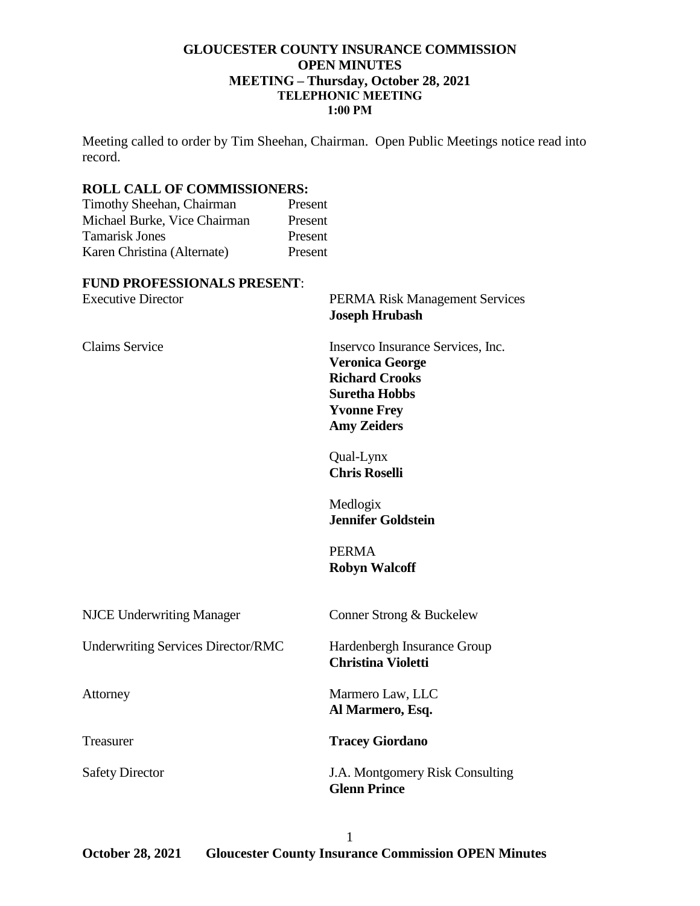**GLOUCESTER COUNTY INSURANCE COMMISSION**
**OPEN MINUTES**
**MEETING – Thursday, October 28, 2021**
**TELEPHONIC MEETING**
**1:00 PM**

Meeting called to order by Tim Sheehan, Chairman. Open Public Meetings notice read into record.

## ROLL CALL OF COMMISSIONERS:

| | |
|---|---|
| Timothy Sheehan, Chairman | Present |
| Michael Burke, Vice Chairman | Present |
| Tamarisk Jones | Present |
| Karen Christina (Alternate) | Present |

## FUND PROFESSIONALS PRESENT:

| | |
|---|---|
| Executive Director | PERMA Risk Management Services<br>**Joseph Hrubash** |
| Claims Service | Inservco Insurance Services, Inc.<br>**Veronica George**<br>**Richard Crooks**<br>**Suretha Hobbs**<br>**Yvonne Frey**<br>**Amy Zeiders** |
| | Qual-Lynx<br>**Chris Roselli** |
| | Medlogix<br>**Jennifer Goldstein** |
| | PERMA<br>**Robyn Walcoff** |
| NJCE Underwriting Manager | Conner Strong & Buckelew |
| Underwriting Services Director/RMC | Hardenbergh Insurance Group<br>**Christina Violetti** |
| Attorney | Marmero Law, LLC<br>**Al Marmero, Esq.** |
| Treasurer | **Tracey Giordano** |
| Safety Director | J.A. Montgomery Risk Consulting<br>**Glenn Prince** |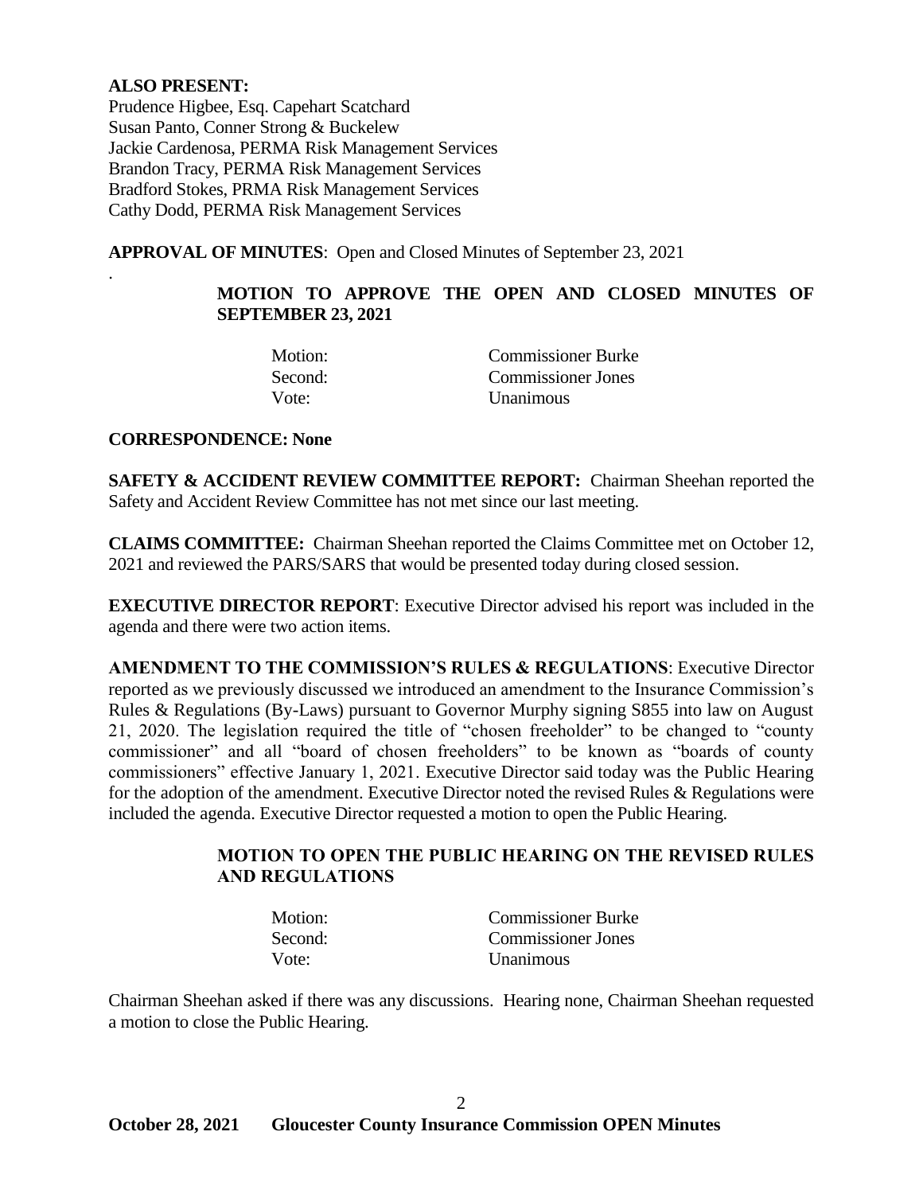**ALSO PRESENT:**
Prudence Higbee, Esq. Capehart Scatchard
Susan Panto, Conner Strong & Buckelew
Jackie Cardenosa, PERMA Risk Management Services
Brandon Tracy, PERMA Risk Management Services
Bradford Stokes, PRMA Risk Management Services
Cathy Dodd, PERMA Risk Management Services

**APPROVAL OF MINUTES**: Open and Closed Minutes of September 23, 2021

.

**MOTION TO APPROVE THE OPEN AND CLOSED MINUTES OF SEPTEMBER 23, 2021**

Motion: Commissioner Burke
Second: Commissioner Jones
Vote: Unanimous

**CORRESPONDENCE: None**

**SAFETY & ACCIDENT REVIEW COMMITTEE REPORT:** Chairman Sheehan reported the Safety and Accident Review Committee has not met since our last meeting.

**CLAIMS COMMITTEE:** Chairman Sheehan reported the Claims Committee met on October 12, 2021 and reviewed the PARS/SARS that would be presented today during closed session.

**EXECUTIVE DIRECTOR REPORT**: Executive Director advised his report was included in the agenda and there were two action items.

**AMENDMENT TO THE COMMISSION'S RULES & REGULATIONS**: Executive Director reported as we previously discussed we introduced an amendment to the Insurance Commission's Rules & Regulations (By-Laws) pursuant to Governor Murphy signing S855 into law on August 21, 2020. The legislation required the title of "chosen freeholder" to be changed to "county commissioner" and all "board of chosen freeholders" to be known as "boards of county commissioners" effective January 1, 2021. Executive Director said today was the Public Hearing for the adoption of the amendment. Executive Director noted the revised Rules & Regulations were included the agenda. Executive Director requested a motion to open the Public Hearing.

**MOTION TO OPEN THE PUBLIC HEARING ON THE REVISED RULES AND REGULATIONS**

Motion: Commissioner Burke
Second: Commissioner Jones
Vote: Unanimous

Chairman Sheehan asked if there was any discussions. Hearing none, Chairman Sheehan requested a motion to close the Public Hearing.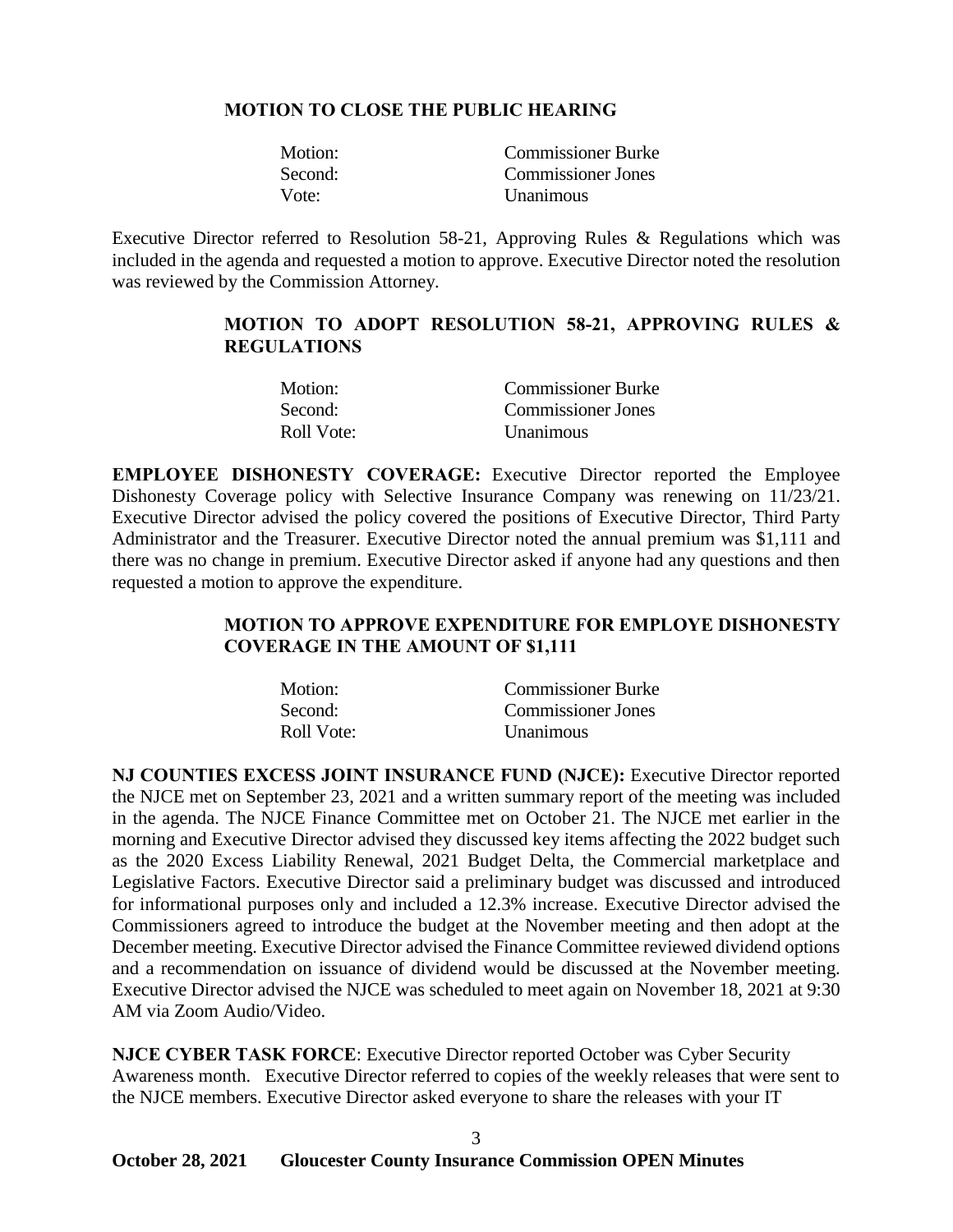**MOTION TO CLOSE THE PUBLIC HEARING**

| | |
|---|---|
| Motion: | Commissioner Burke |
| Second: | Commissioner Jones |
| Vote: | Unanimous |

Executive Director referred to Resolution 58-21, Approving Rules & Regulations which was included in the agenda and requested a motion to approve. Executive Director noted the resolution was reviewed by the Commission Attorney.

**MOTION TO ADOPT RESOLUTION 58-21, APPROVING RULES & REGULATIONS**

| | |
|---|---|
| Motion: | Commissioner Burke |
| Second: | Commissioner Jones |
| Roll Vote: | Unanimous |

**EMPLOYEE DISHONESTY COVERAGE:** Executive Director reported the Employee Dishonesty Coverage policy with Selective Insurance Company was renewing on 11/23/21. Executive Director advised the policy covered the positions of Executive Director, Third Party Administrator and the Treasurer. Executive Director noted the annual premium was $1,111 and there was no change in premium. Executive Director asked if anyone had any questions and then requested a motion to approve the expenditure.

**MOTION TO APPROVE EXPENDITURE FOR EMPLOYE DISHONESTY COVERAGE IN THE AMOUNT OF $1,111**

| | |
|---|---|
| Motion: | Commissioner Burke |
| Second: | Commissioner Jones |
| Roll Vote: | Unanimous |

**NJ COUNTIES EXCESS JOINT INSURANCE FUND (NJCE):** Executive Director reported the NJCE met on September 23, 2021 and a written summary report of the meeting was included in the agenda. The NJCE Finance Committee met on October 21. The NJCE met earlier in the morning and Executive Director advised they discussed key items affecting the 2022 budget such as the 2020 Excess Liability Renewal, 2021 Budget Delta, the Commercial marketplace and Legislative Factors. Executive Director said a preliminary budget was discussed and introduced for informational purposes only and included a 12.3% increase. Executive Director advised the Commissioners agreed to introduce the budget at the November meeting and then adopt at the December meeting. Executive Director advised the Finance Committee reviewed dividend options and a recommendation on issuance of dividend would be discussed at the November meeting. Executive Director advised the NJCE was scheduled to meet again on November 18, 2021 at 9:30 AM via Zoom Audio/Video.

**NJCE CYBER TASK FORCE**: Executive Director reported October was Cyber Security Awareness month. Executive Director referred to copies of the weekly releases that were sent to the NJCE members. Executive Director asked everyone to share the releases with your IT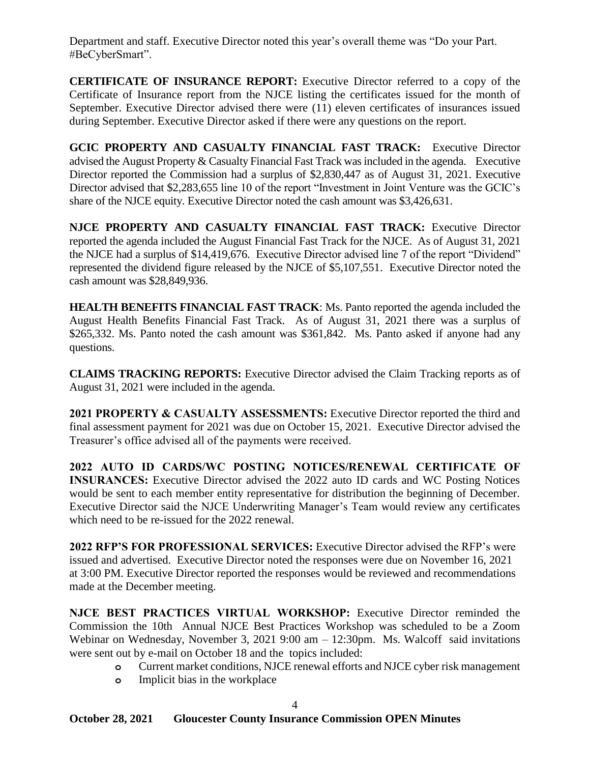Department and staff. Executive Director noted this year's overall theme was "Do your Part. #BeCyberSmart".

**CERTIFICATE OF INSURANCE REPORT:** Executive Director referred to a copy of the Certificate of Insurance report from the NJCE listing the certificates issued for the month of September. Executive Director advised there were (11) eleven certificates of insurances issued during September. Executive Director asked if there were any questions on the report.

**GCIC PROPERTY AND CASUALTY FINANCIAL FAST TRACK:** Executive Director advised the August Property & Casualty Financial Fast Track was included in the agenda. Executive Director reported the Commission had a surplus of $2,830,447 as of August 31, 2021. Executive Director advised that $2,283,655 line 10 of the report "Investment in Joint Venture was the GCIC's share of the NJCE equity. Executive Director noted the cash amount was $3,426,631.

**NJCE PROPERTY AND CASUALTY FINANCIAL FAST TRACK:** Executive Director reported the agenda included the August Financial Fast Track for the NJCE. As of August 31, 2021 the NJCE had a surplus of $14,419,676. Executive Director advised line 7 of the report "Dividend" represented the dividend figure released by the NJCE of $5,107,551. Executive Director noted the cash amount was $28,849,936.

**HEALTH BENEFITS FINANCIAL FAST TRACK**: Ms. Panto reported the agenda included the August Health Benefits Financial Fast Track. As of August 31, 2021 there was a surplus of $265,332. Ms. Panto noted the cash amount was $361,842. Ms. Panto asked if anyone had any questions.

**CLAIMS TRACKING REPORTS:** Executive Director advised the Claim Tracking reports as of August 31, 2021 were included in the agenda.

**2021 PROPERTY & CASUALTY ASSESSMENTS:** Executive Director reported the third and final assessment payment for 2021 was due on October 15, 2021. Executive Director advised the Treasurer's office advised all of the payments were received.

**2022 AUTO ID CARDS/WC POSTING NOTICES/RENEWAL CERTIFICATE OF INSURANCES:** Executive Director advised the 2022 auto ID cards and WC Posting Notices would be sent to each member entity representative for distribution the beginning of December. Executive Director said the NJCE Underwriting Manager's Team would review any certificates which need to be re-issued for the 2022 renewal.

**2022 RFP'S FOR PROFESSIONAL SERVICES:** Executive Director advised the RFP's were issued and advertised. Executive Director noted the responses were due on November 16, 2021 at 3:00 PM. Executive Director reported the responses would be reviewed and recommendations made at the December meeting.

**NJCE BEST PRACTICES VIRTUAL WORKSHOP:** Executive Director reminded the Commission the 10th Annual NJCE Best Practices Workshop was scheduled to be a Zoom Webinar on Wednesday, November 3, 2021 9:00 am – 12:30pm. Ms. Walcoff said invitations were sent out by e-mail on October 18 and the topics included:

- Current market conditions, NJCE renewal efforts and NJCE cyber risk management
- Implicit bias in the workplace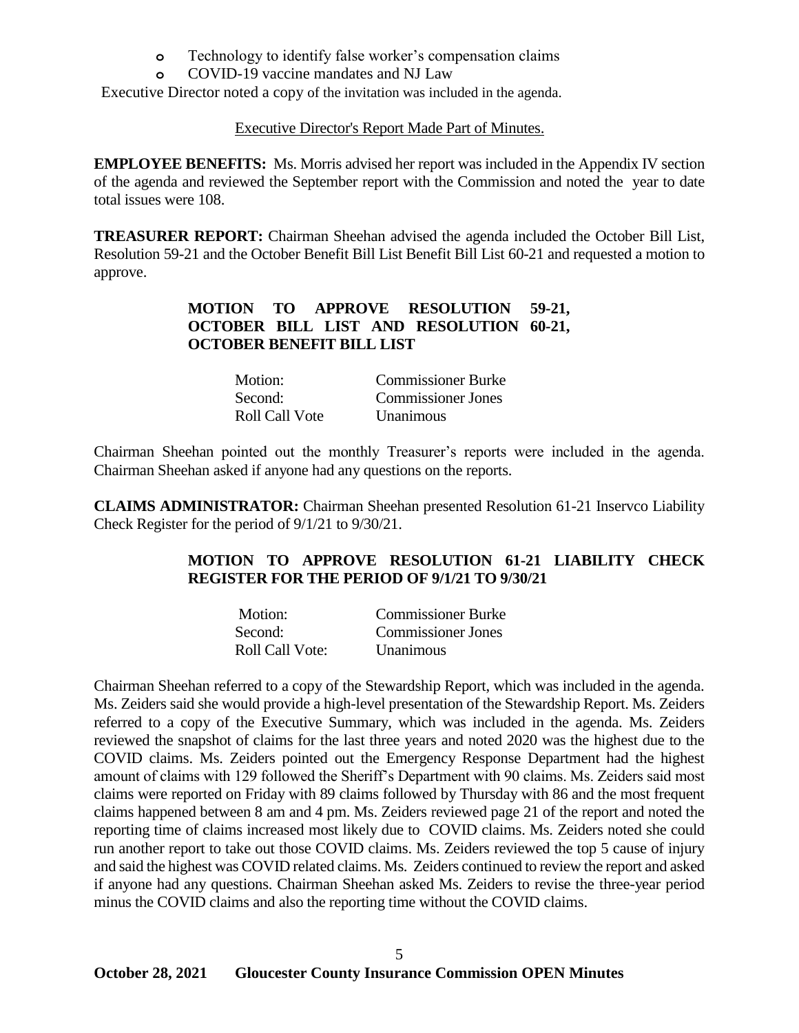- Technology to identify false worker's compensation claims
- COVID-19 vaccine mandates and NJ Law

Executive Director noted a copy of the invitation was included in the agenda.

Executive Director's Report Made Part of Minutes.

**EMPLOYEE BENEFITS:** Ms. Morris advised her report was included in the Appendix IV section of the agenda and reviewed the September report with the Commission and noted the year to date total issues were 108.

**TREASURER REPORT:** Chairman Sheehan advised the agenda included the October Bill List, Resolution 59-21 and the October Benefit Bill List Benefit Bill List 60-21 and requested a motion to approve.

**MOTION TO APPROVE RESOLUTION 59-21, OCTOBER BILL LIST AND RESOLUTION 60-21, OCTOBER BENEFIT BILL LIST**

| | |
|---|---|
| Motion: | Commissioner Burke |
| Second: | Commissioner Jones |
| Roll Call Vote | Unanimous |

Chairman Sheehan pointed out the monthly Treasurer's reports were included in the agenda. Chairman Sheehan asked if anyone had any questions on the reports.

**CLAIMS ADMINISTRATOR:** Chairman Sheehan presented Resolution 61-21 Inservco Liability Check Register for the period of 9/1/21 to 9/30/21.

**MOTION TO APPROVE RESOLUTION 61-21 LIABILITY CHECK REGISTER FOR THE PERIOD OF 9/1/21 TO 9/30/21**

| | |
|---|---|
| Motion: | Commissioner Burke |
| Second: | Commissioner Jones |
| Roll Call Vote: | Unanimous |

Chairman Sheehan referred to a copy of the Stewardship Report, which was included in the agenda. Ms. Zeiders said she would provide a high-level presentation of the Stewardship Report. Ms. Zeiders referred to a copy of the Executive Summary, which was included in the agenda. Ms. Zeiders reviewed the snapshot of claims for the last three years and noted 2020 was the highest due to the COVID claims. Ms. Zeiders pointed out the Emergency Response Department had the highest amount of claims with 129 followed the Sheriff's Department with 90 claims. Ms. Zeiders said most claims were reported on Friday with 89 claims followed by Thursday with 86 and the most frequent claims happened between 8 am and 4 pm. Ms. Zeiders reviewed page 21 of the report and noted the reporting time of claims increased most likely due to COVID claims. Ms. Zeiders noted she could run another report to take out those COVID claims. Ms. Zeiders reviewed the top 5 cause of injury and said the highest was COVID related claims. Ms. Zeiders continued to review the report and asked if anyone had any questions. Chairman Sheehan asked Ms. Zeiders to revise the three-year period minus the COVID claims and also the reporting time without the COVID claims.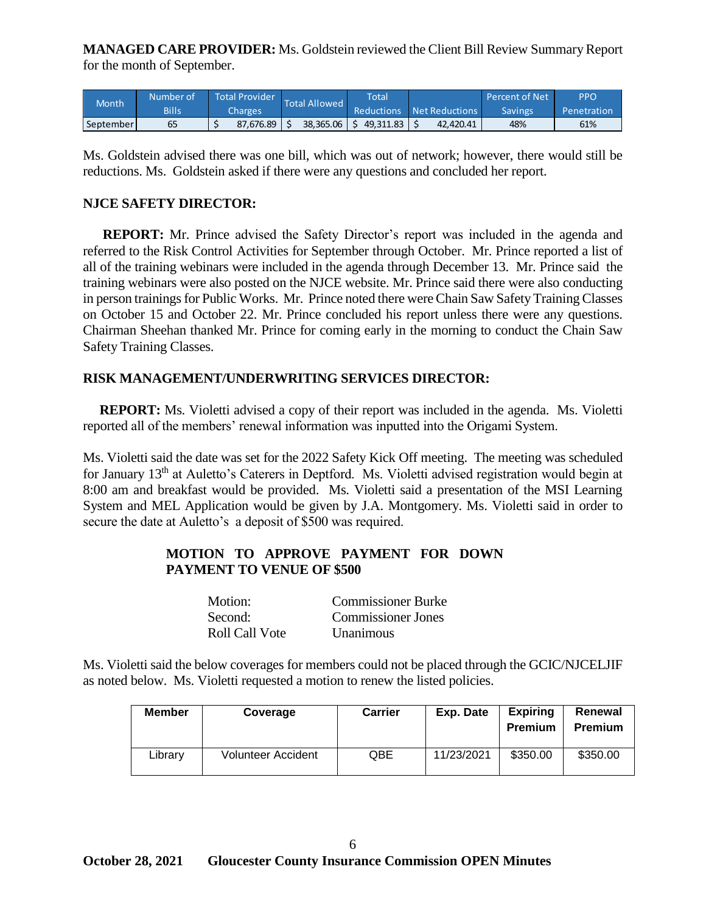**MANAGED CARE PROVIDER:** Ms. Goldstein reviewed the Client Bill Review Summary Report for the month of September.

| Month | Number of Bills | Total Provider Charges | Total Allowed | Total Reductions | Net Reductions | Percent of Net Savings | PPO Penetration |
|---|---|---|---|---|---|---|---|
| September | 65 | $ 87,676.89 | $ 38,365.06 | $ 49,311.83 | $ 42,420.41 | 48% | 61% |

Ms. Goldstein advised there was one bill, which was out of network; however, there would still be reductions. Ms. Goldstein asked if there were any questions and concluded her report.

**NJCE SAFETY DIRECTOR:**

**REPORT:** Mr. Prince advised the Safety Director's report was included in the agenda and referred to the Risk Control Activities for September through October. Mr. Prince reported a list of all of the training webinars were included in the agenda through December 13. Mr. Prince said the training webinars were also posted on the NJCE website. Mr. Prince said there were also conducting in person trainings for Public Works. Mr. Prince noted there were Chain Saw Safety Training Classes on October 15 and October 22. Mr. Prince concluded his report unless there were any questions. Chairman Sheehan thanked Mr. Prince for coming early in the morning to conduct the Chain Saw Safety Training Classes.

**RISK MANAGEMENT/UNDERWRITING SERVICES DIRECTOR:**

**REPORT:** Ms. Violetti advised a copy of their report was included in the agenda. Ms. Violetti reported all of the members' renewal information was inputted into the Origami System.

Ms. Violetti said the date was set for the 2022 Safety Kick Off meeting. The meeting was scheduled for January 13th at Auletto's Caterers in Deptford. Ms. Violetti advised registration would begin at 8:00 am and breakfast would be provided. Ms. Violetti said a presentation of the MSI Learning System and MEL Application would be given by J.A. Montgomery. Ms. Violetti said in order to secure the date at Auletto's a deposit of $500 was required.

**MOTION TO APPROVE PAYMENT FOR DOWN PAYMENT TO VENUE OF $500**

Motion: Commissioner Burke
Second: Commissioner Jones
Roll Call Vote Unanimous

Ms. Violetti said the below coverages for members could not be placed through the GCIC/NJCELJIF as noted below. Ms. Violetti requested a motion to renew the listed policies.

| Member | Coverage | Carrier | Exp. Date | Expiring Premium | Renewal Premium |
|---|---|---|---|---|---|
| Library | Volunteer Accident | QBE | 11/23/2021 | $350.00 | $350.00 |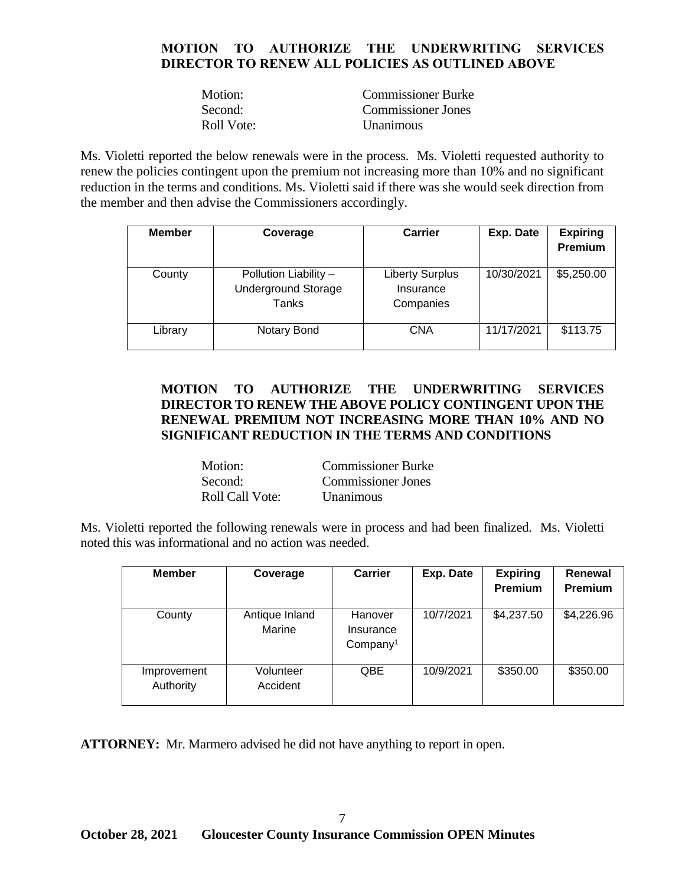**MOTION TO AUTHORIZE THE UNDERWRITING SERVICES DIRECTOR TO RENEW ALL POLICIES AS OUTLINED ABOVE**

Motion: Commissioner Burke
Second: Commissioner Jones
Roll Vote: Unanimous

Ms. Violetti reported the below renewals were in the process. Ms. Violetti requested authority to renew the policies contingent upon the premium not increasing more than 10% and no significant reduction in the terms and conditions. Ms. Violetti said if there was she would seek direction from the member and then advise the Commissioners accordingly.

| Member | Coverage | Carrier | Exp. Date | Expiring Premium |
|---|---|---|---|---|
| County | Pollution Liability – Underground Storage Tanks | Liberty Surplus Insurance Companies | 10/30/2021 | $5,250.00 |
| Library | Notary Bond | CNA | 11/17/2021 | $113.75 |

**MOTION TO AUTHORIZE THE UNDERWRITING SERVICES DIRECTOR TO RENEW THE ABOVE POLICY CONTINGENT UPON THE RENEWAL PREMIUM NOT INCREASING MORE THAN 10% AND NO SIGNIFICANT REDUCTION IN THE TERMS AND CONDITIONS**

Motion: Commissioner Burke
Second: Commissioner Jones
Roll Call Vote: Unanimous

Ms. Violetti reported the following renewals were in process and had been finalized. Ms. Violetti noted this was informational and no action was needed.

| Member | Coverage | Carrier | Exp. Date | Expiring Premium | Renewal Premium |
|---|---|---|---|---|---|
| County | Antique Inland Marine | Hanover Insurance Company[1] | 10/7/2021 | $4,237.50 | $4,226.96 |
| Improvement Authority | Volunteer Accident | QBE | 10/9/2021 | $350.00 | $350.00 |

**ATTORNEY:** Mr. Marmero advised he did not have anything to report in open.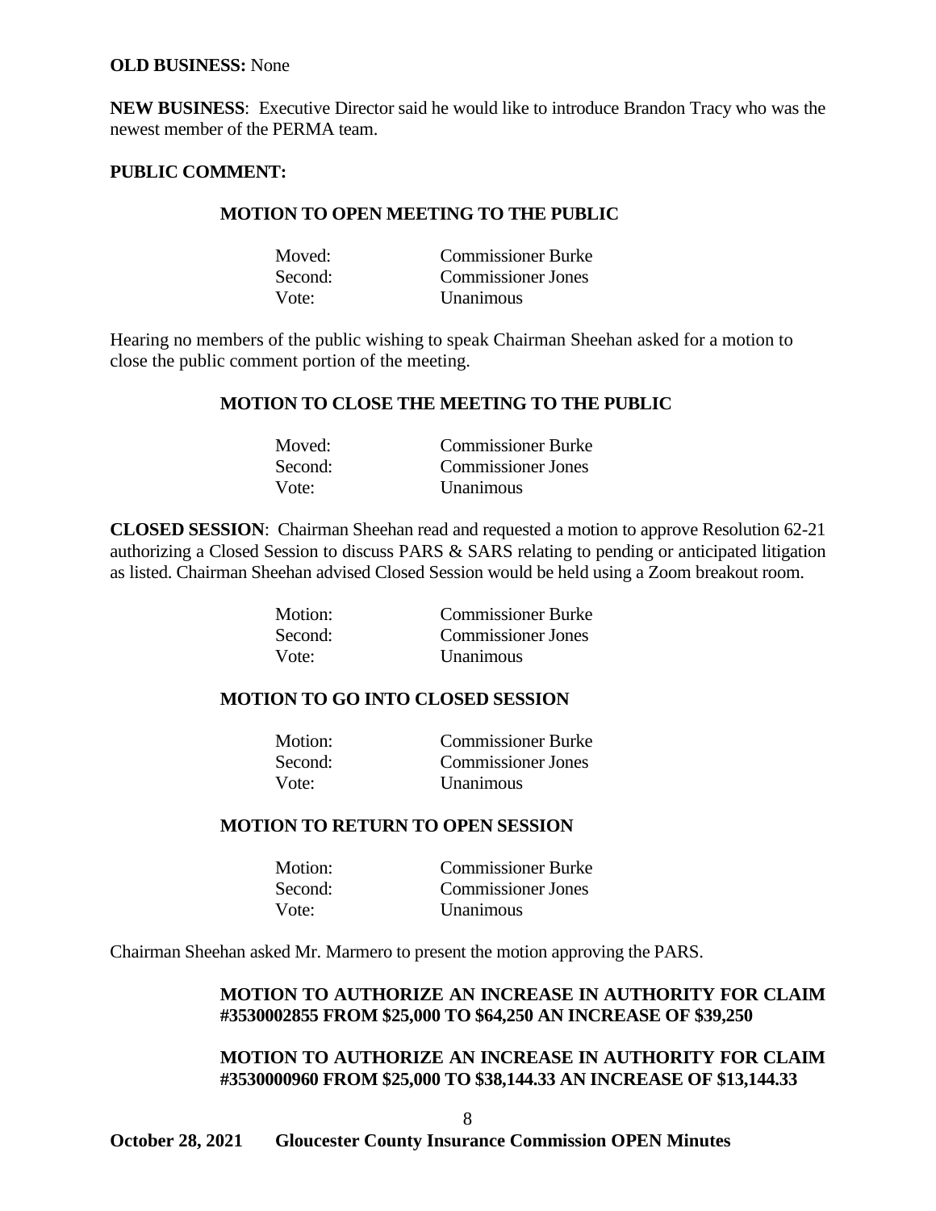**OLD BUSINESS:** None

**NEW BUSINESS**: Executive Director said he would like to introduce Brandon Tracy who was the newest member of the PERMA team.

**PUBLIC COMMENT:**

**MOTION TO OPEN MEETING TO THE PUBLIC**

Moved: Commissioner Burke
Second: Commissioner Jones
Vote: Unanimous

Hearing no members of the public wishing to speak Chairman Sheehan asked for a motion to close the public comment portion of the meeting.

**MOTION TO CLOSE THE MEETING TO THE PUBLIC**

Moved: Commissioner Burke
Second: Commissioner Jones
Vote: Unanimous

**CLOSED SESSION**: Chairman Sheehan read and requested a motion to approve Resolution 62-21 authorizing a Closed Session to discuss PARS & SARS relating to pending or anticipated litigation as listed. Chairman Sheehan advised Closed Session would be held using a Zoom breakout room.

Motion: Commissioner Burke
Second: Commissioner Jones
Vote: Unanimous

**MOTION TO GO INTO CLOSED SESSION**

Motion: Commissioner Burke
Second: Commissioner Jones
Vote: Unanimous

**MOTION TO RETURN TO OPEN SESSION**

Motion: Commissioner Burke
Second: Commissioner Jones
Vote: Unanimous

Chairman Sheehan asked Mr. Marmero to present the motion approving the PARS.

**MOTION TO AUTHORIZE AN INCREASE IN AUTHORITY FOR CLAIM #3530002855 FROM $25,000 TO $64,250 AN INCREASE OF $39,250**

**MOTION TO AUTHORIZE AN INCREASE IN AUTHORITY FOR CLAIM #3530000960 FROM $25,000 TO $38,144.33 AN INCREASE OF $13,144.33**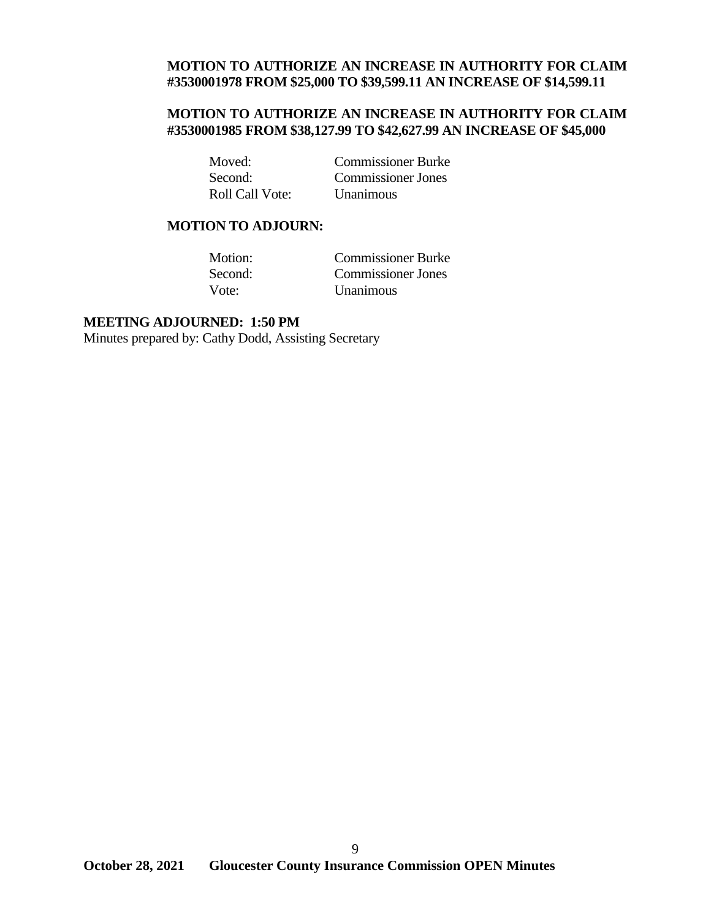**MOTION TO AUTHORIZE AN INCREASE IN AUTHORITY FOR CLAIM #3530001978 FROM $25,000 TO $39,599.11 AN INCREASE OF $14,599.11**

**MOTION TO AUTHORIZE AN INCREASE IN AUTHORITY FOR CLAIM #3530001985 FROM $38,127.99 TO $42,627.99 AN INCREASE OF $45,000**

| | |
|---|---|
| Moved: | Commissioner Burke |
| Second: | Commissioner Jones |
| Roll Call Vote: | Unanimous |

**MOTION TO ADJOURN:**

| | |
|---|---|
| Motion: | Commissioner Burke |
| Second: | Commissioner Jones |
| Vote: | Unanimous |

**MEETING ADJOURNED: 1:50 PM**

Minutes prepared by: Cathy Dodd, Assisting Secretary